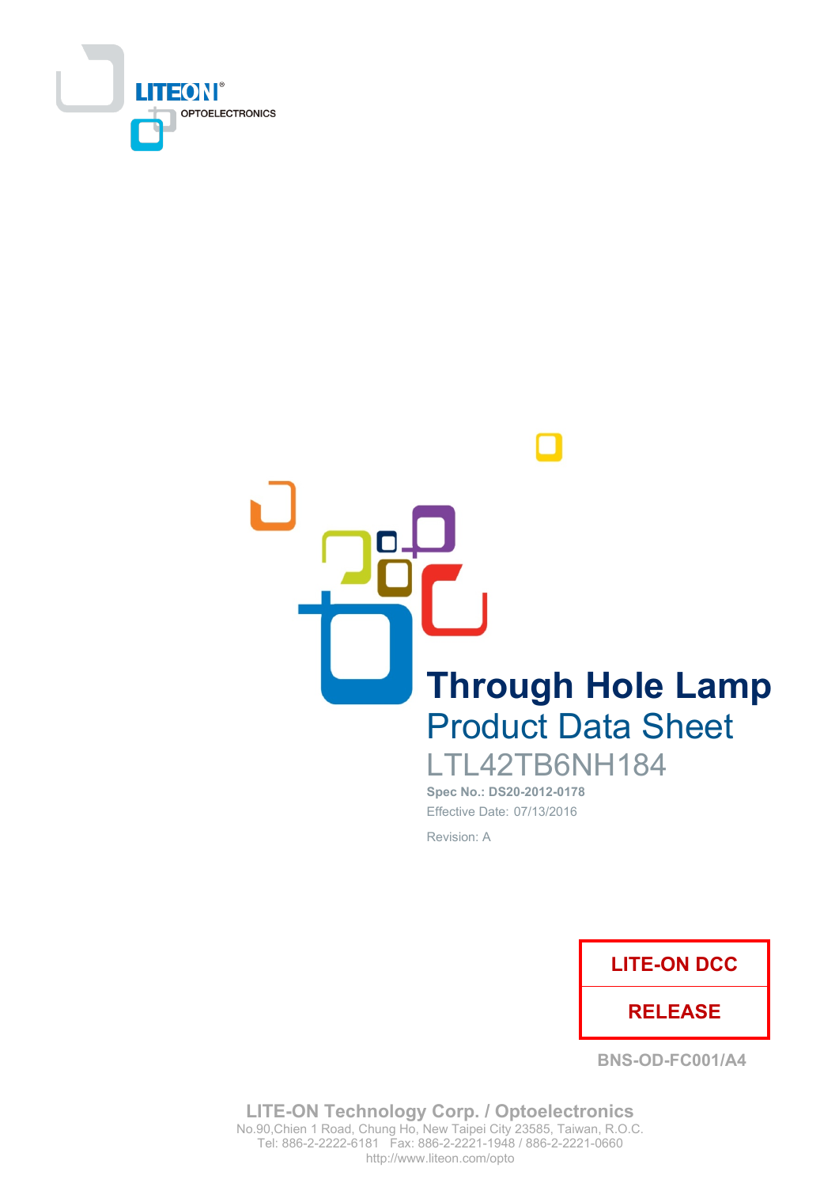LITEON OPTOELECTRONICS

# Through Hole Lamp

## Product Data Sheet

LTL42TB6NH184

**Spec No.: DS20-2012-0178**

Effective Date: 07/13/2016

Revision: A

| LITE-ON DCC |
|---|
| RELEASE |

BNS-OD-FC001/A4

**LITE-ON Technology Corp. / Optoelectronics**
No.90,Chien 1 Road, Chung Ho, New Taipei City 23585, Taiwan, R.O.C.
Tel: 886-2-2222-6181 Fax: 886-2-2221-1948 / 886-2-2221-0660
http://www.liteon.com/opto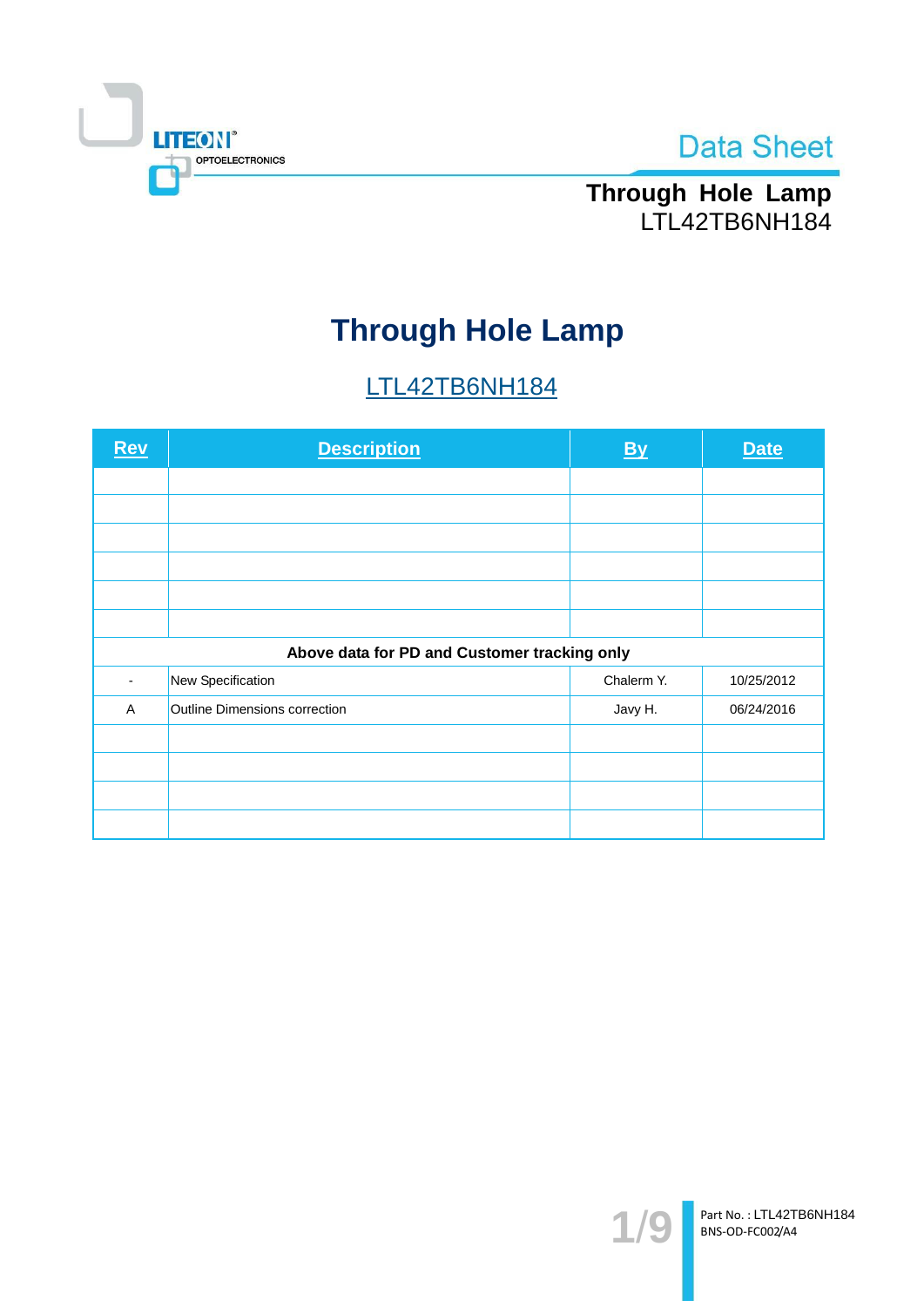# Through Hole Lamp

## LTL42TB6NH184

| Rev | Description | By | Date |
|---|---|---|---|
| | | | |
| | | | |
| | | | |
| | | | |
| | | | |
| | | | |
| **Above data for PD and Customer tracking only** | | | |
| - | New Specification | Chalerm Y. | 10/25/2012 |
| A | Outline Dimensions correction | Javy H. | 06/24/2016 |
| | | | |
| | | | |
| | | | |
| | | | |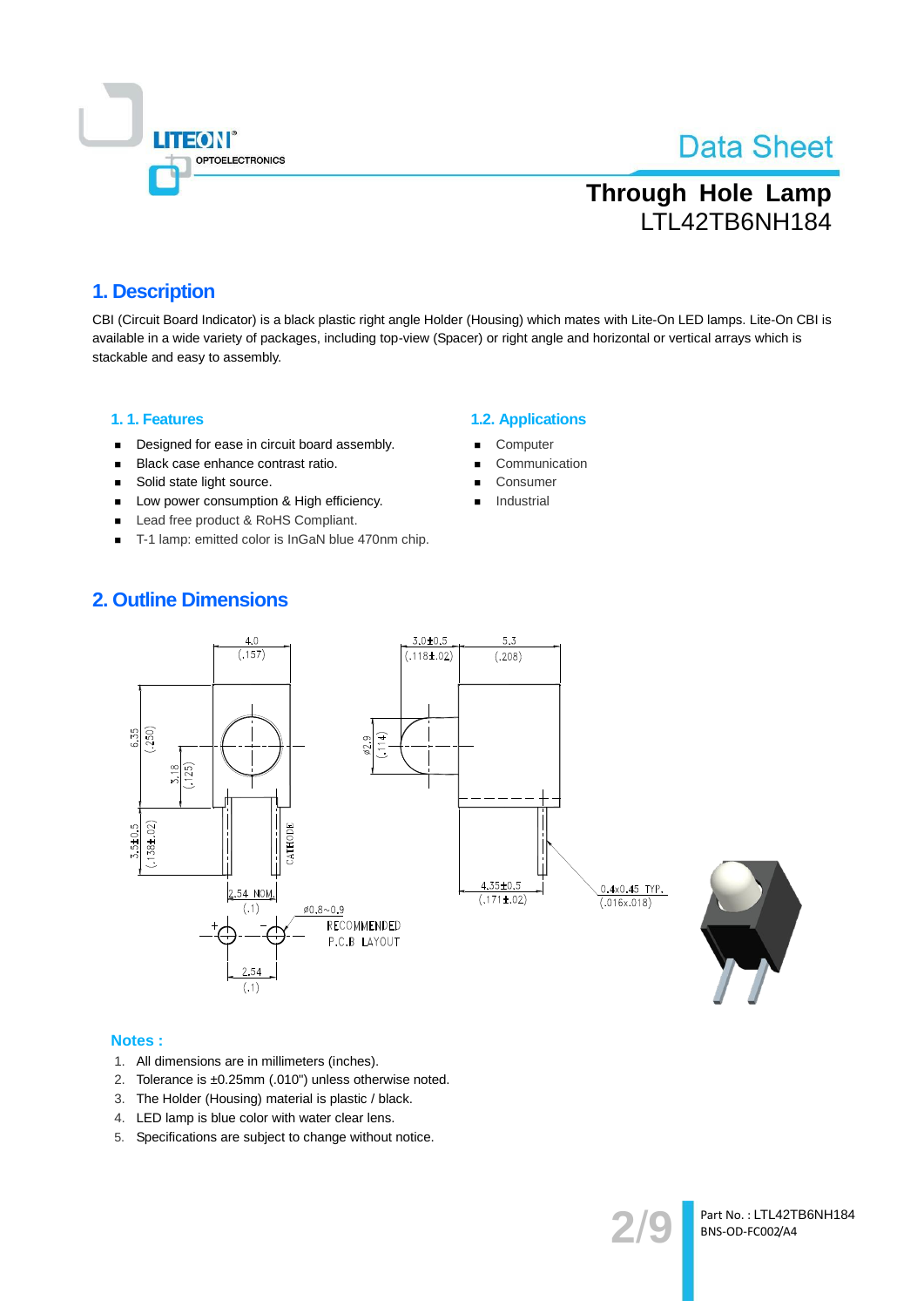# Through Hole Lamp
LTL42TB6NH184

## 1. Description

CBI (Circuit Board Indicator) is a black plastic right angle Holder (Housing) which mates with Lite-On LED lamps. Lite-On CBI is available in a wide variety of packages, including top-view (Spacer) or right angle and horizontal or vertical arrays which is stackable and easy to assembly.

### 1. 1. Features

- Designed for ease in circuit board assembly.
- Black case enhance contrast ratio.
- Solid state light source.
- Low power consumption & High efficiency.
- Lead free product & RoHS Compliant.
- T-1 lamp: emitted color is InGaN blue 470nm chip.

### 1.2. Applications

- Computer
- Communication
- Consumer
- Industrial

## 2. Outline Dimensions

**Notes :**

1. All dimensions are in millimeters (inches).
2. Tolerance is ±0.25mm (.010") unless otherwise noted.
3. The Holder (Housing) material is plastic / black.
4. LED lamp is blue color with water clear lens.
5. Specifications are subject to change without notice.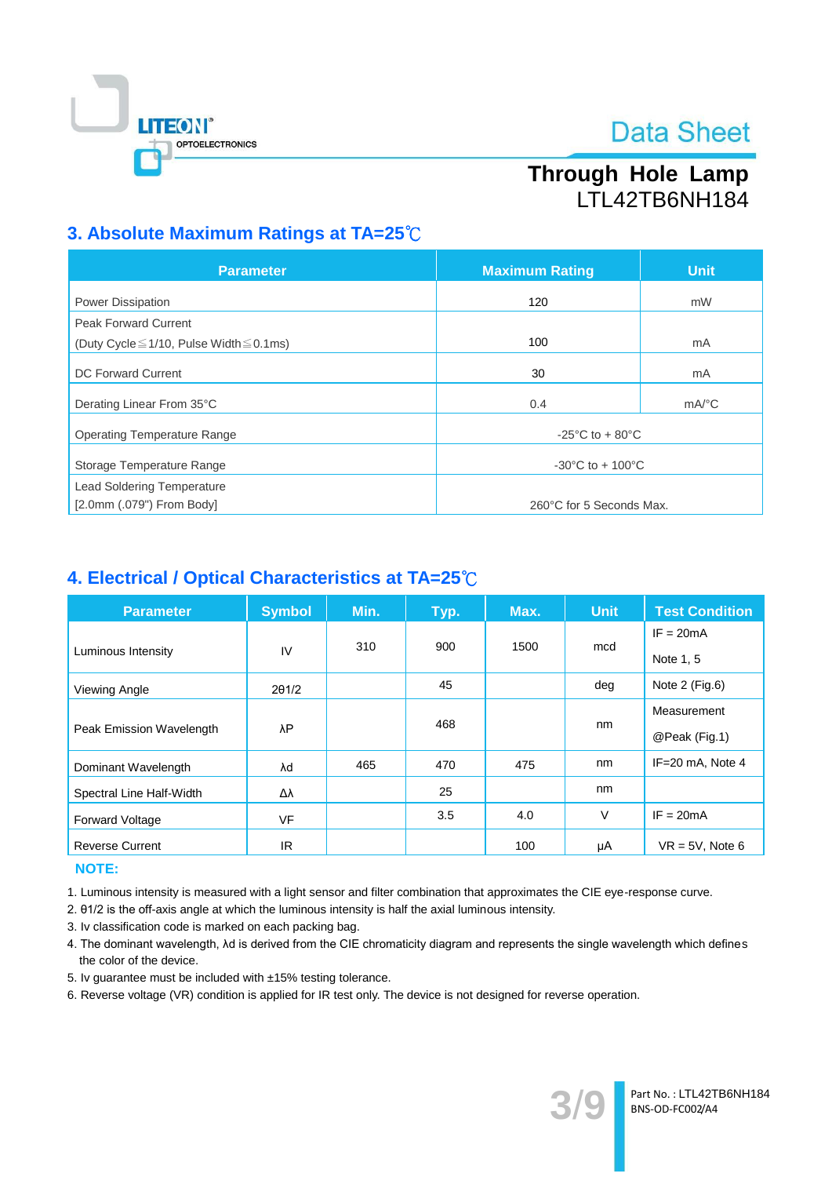## 3. Absolute Maximum Ratings at TA=25℃

| Parameter | Maximum Rating | Unit |
|---|---|---|
| Power Dissipation | 120 | mW |
| Peak Forward Current (Duty Cycle≦1/10, Pulse Width≦0.1ms) | 100 | mA |
| DC Forward Current | 30 | mA |
| Derating Linear From 35°C | 0.4 | mA/°C |
| Operating Temperature Range | -25°C to + 80°C | |
| Storage Temperature Range | -30°C to + 100°C | |
| Lead Soldering Temperature [2.0mm (.079") From Body] | 260°C for 5 Seconds Max. | |

## 4. Electrical / Optical Characteristics at TA=25℃

| Parameter | Symbol | Min. | Typ. | Max. | Unit | Test Condition |
|---|---|---|---|---|---|---|
| Luminous Intensity | IV | 310 | 900 | 1500 | mcd | IF = 20mA Note 1, 5 |
| Viewing Angle | 2θ1/2 | | 45 | | deg | Note 2 (Fig.6) |
| Peak Emission Wavelength | λP | | 468 | | nm | Measurement @Peak (Fig.1) |
| Dominant Wavelength | λd | 465 | 470 | 475 | nm | IF=20 mA, Note 4 |
| Spectral Line Half-Width | Δλ | | 25 | | nm | |
| Forward Voltage | VF | | 3.5 | 4.0 | V | IF = 20mA |
| Reverse Current | IR | | | 100 | μA | VR = 5V, Note 6 |

**NOTE:**

1. Luminous intensity is measured with a light sensor and filter combination that approximates the CIE eye-response curve.
2. θ1/2 is the off-axis angle at which the luminous intensity is half the axial luminous intensity.
3. Iv classification code is marked on each packing bag.
4. The dominant wavelength, λd is derived from the CIE chromaticity diagram and represents the single wavelength which defines the color of the device.
5. Iv guarantee must be included with ±15% testing tolerance.
6. Reverse voltage (VR) condition is applied for IR test only. The device is not designed for reverse operation.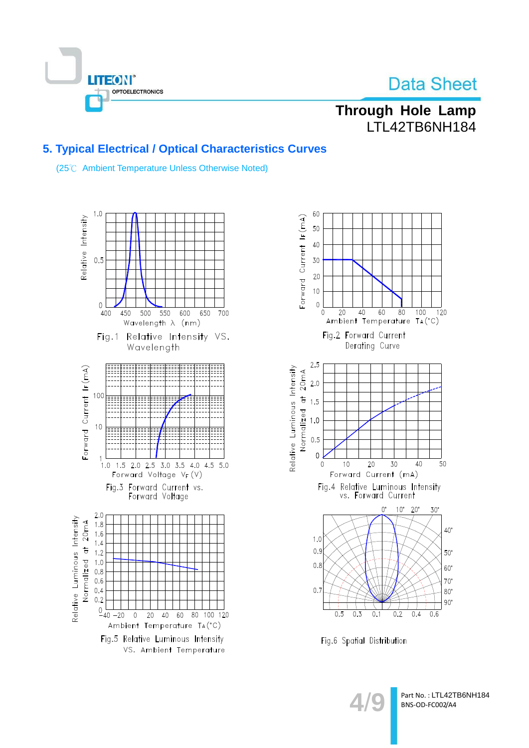## 5. Typical Electrical / Optical Characteristics Curves

(25℃ Ambient Temperature Unless Otherwise Noted)

Fig.1 Relative Intensity VS. Wavelength

Fig.2 Forward Current Derating Curve

Fig.3 Forward Current vs. Forward Voltage

Fig.4 Relative Luminous Intensity vs. Forward Current

Fig.5 Relative Luminous Intensity VS. Ambient Temperature

Fig.6 Spatial Distribution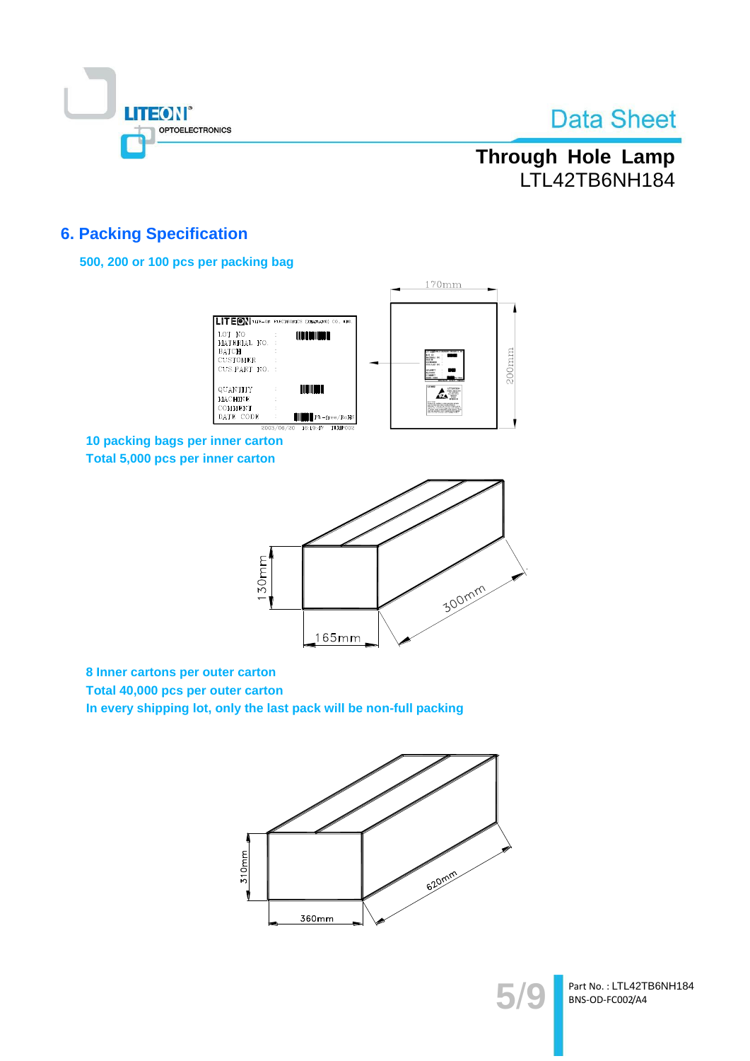## 6. Packing Specification

**500, 200 or 100 pcs per packing bag**

**10 packing bags per inner carton**

**Total 5,000 pcs per inner carton**

**8 Inner cartons per outer carton**

**Total 40,000 pcs per outer carton**

**In every shipping lot, only the last pack will be non-full packing**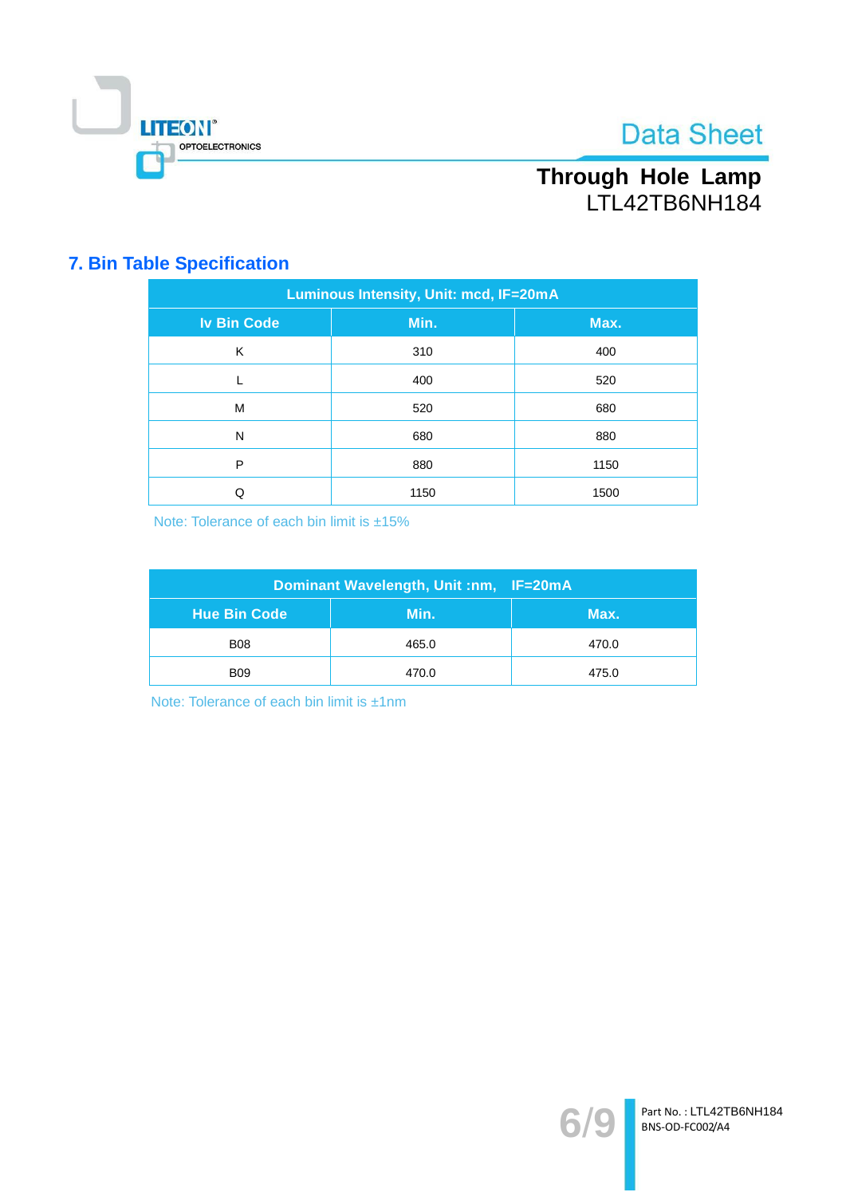## 7. Bin Table Specification

| Luminous Intensity, Unit: mcd, IF=20mA | | |
|---|---|---|
| Iv Bin Code | Min. | Max. |
| K | 310 | 400 |
| L | 400 | 520 |
| M | 520 | 680 |
| N | 680 | 880 |
| P | 880 | 1150 |
| Q | 1150 | 1500 |

Note: Tolerance of each bin limit is ±15%

| Dominant Wavelength, Unit :nm, IF=20mA | | |
|---|---|---|
| Hue Bin Code | Min. | Max. |
| B08 | 465.0 | 470.0 |
| B09 | 470.0 | 475.0 |

Note: Tolerance of each bin limit is ±1nm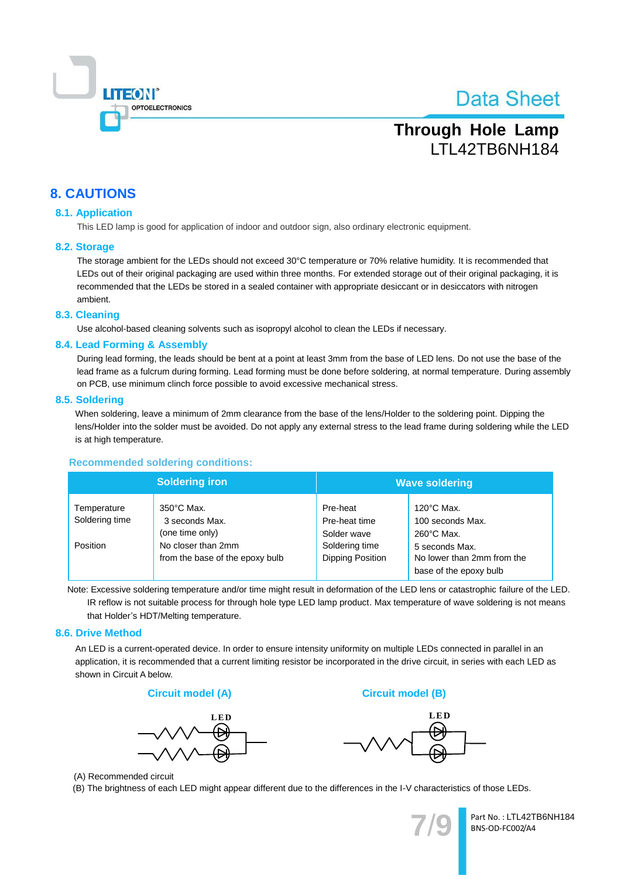# 8. CAUTIONS

## 8.1. Application

This LED lamp is good for application of indoor and outdoor sign, also ordinary electronic equipment.

## 8.2. Storage

The storage ambient for the LEDs should not exceed 30°C temperature or 70% relative humidity. It is recommended that LEDs out of their original packaging are used within three months. For extended storage out of their original packaging, it is recommended that the LEDs be stored in a sealed container with appropriate desiccant or in desiccators with nitrogen ambient.

## 8.3. Cleaning

Use alcohol-based cleaning solvents such as isopropyl alcohol to clean the LEDs if necessary.

## 8.4. Lead Forming & Assembly

During lead forming, the leads should be bent at a point at least 3mm from the base of LED lens. Do not use the base of the lead frame as a fulcrum during forming. Lead forming must be done before soldering, at normal temperature. During assembly on PCB, use minimum clinch force possible to avoid excessive mechanical stress.

## 8.5. Soldering

When soldering, leave a minimum of 2mm clearance from the base of the lens/Holder to the soldering point. Dipping the lens/Holder into the solder must be avoided. Do not apply any external stress to the lead frame during soldering while the LED is at high temperature.

### Recommended soldering conditions:

| Soldering iron | | Wave soldering | |
|---|---|---|---|
| Temperature | 350°C Max. | Pre-heat | 120°C Max. |
| Soldering time | 3 seconds Max. (one time only) | Pre-heat time | 100 seconds Max. |
| | | Solder wave | 260°C Max. |
| Position | No closer than 2mm from the base of the epoxy bulb | Soldering time | 5 seconds Max. |
| | | Dipping Position | No lower than 2mm from the base of the epoxy bulb |

Note: Excessive soldering temperature and/or time might result in deformation of the LED lens or catastrophic failure of the LED. IR reflow is not suitable process for through hole type LED lamp product. Max temperature of wave soldering is not means that Holder's HDT/Melting temperature.

## 8.6. Drive Method

An LED is a current-operated device. In order to ensure intensity uniformity on multiple LEDs connected in parallel in an application, it is recommended that a current limiting resistor be incorporated in the drive circuit, in series with each LED as shown in Circuit A below.

**Circuit model (A)** — **Circuit model (B)**

(A) Recommended circuit

(B) The brightness of each LED might appear different due to the differences in the I-V characteristics of those LEDs.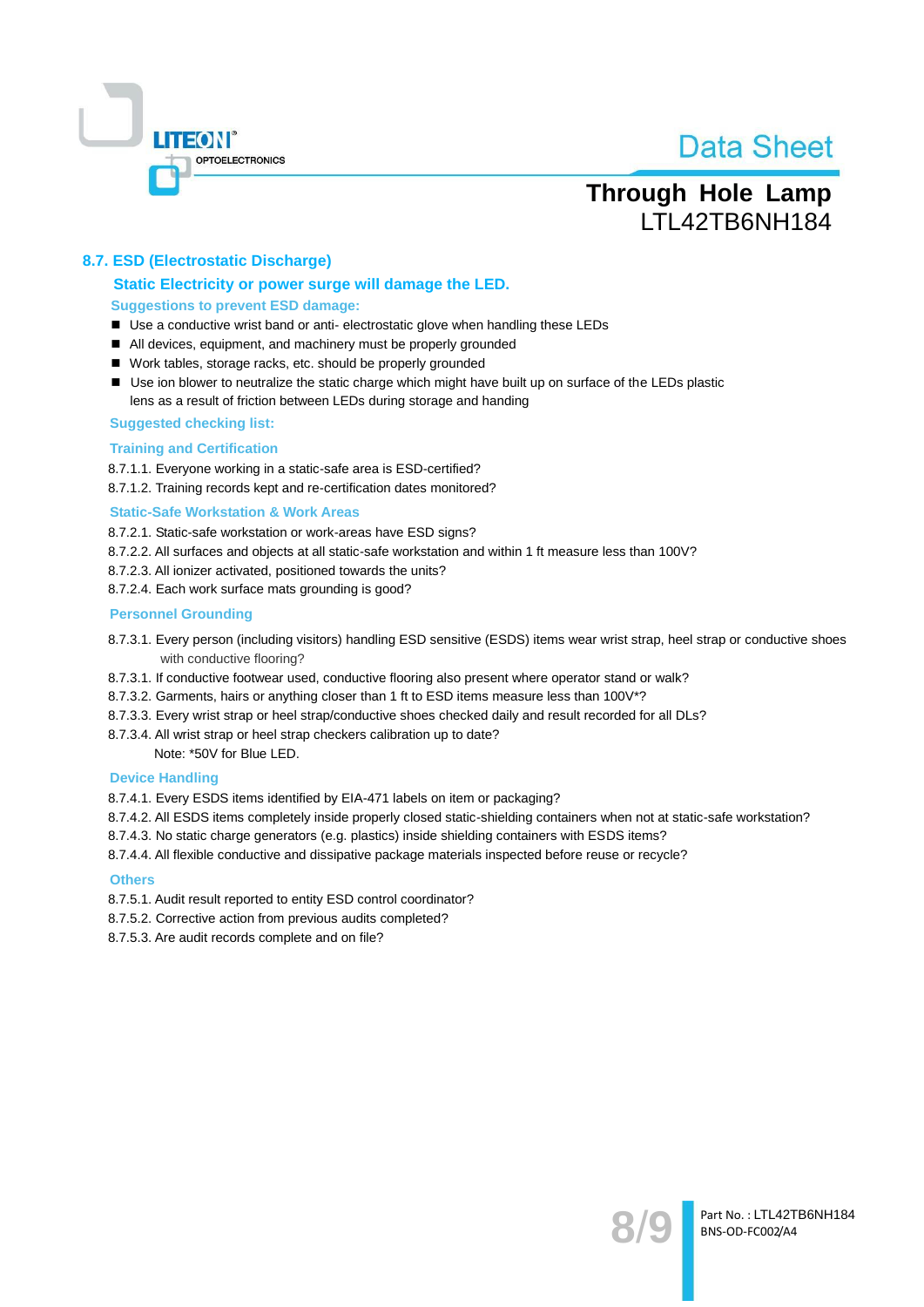## 8.7. ESD (Electrostatic Discharge)

### Static Electricity or power surge will damage the LED.

**Suggestions to prevent ESD damage:**

- Use a conductive wrist band or anti- electrostatic glove when handling these LEDs
- All devices, equipment, and machinery must be properly grounded
- Work tables, storage racks, etc. should be properly grounded
- Use ion blower to neutralize the static charge which might have built up on surface of the LEDs plastic lens as a result of friction between LEDs during storage and handing

**Suggested checking list:**

**Training and Certification**

8.7.1.1. Everyone working in a static-safe area is ESD-certified?
8.7.1.2. Training records kept and re-certification dates monitored?

**Static-Safe Workstation & Work Areas**

8.7.2.1. Static-safe workstation or work-areas have ESD signs?
8.7.2.2. All surfaces and objects at all static-safe workstation and within 1 ft measure less than 100V?
8.7.2.3. All ionizer activated, positioned towards the units?
8.7.2.4. Each work surface mats grounding is good?

**Personnel Grounding**

8.7.3.1. Every person (including visitors) handling ESD sensitive (ESDS) items wear wrist strap, heel strap or conductive shoes with conductive flooring?
8.7.3.1. If conductive footwear used, conductive flooring also present where operator stand or walk?
8.7.3.2. Garments, hairs or anything closer than 1 ft to ESD items measure less than 100V*?
8.7.3.3. Every wrist strap or heel strap/conductive shoes checked daily and result recorded for all DLs?
8.7.3.4. All wrist strap or heel strap checkers calibration up to date?
Note: *50V for Blue LED.

**Device Handling**

8.7.4.1. Every ESDS items identified by EIA-471 labels on item or packaging?
8.7.4.2. All ESDS items completely inside properly closed static-shielding containers when not at static-safe workstation?
8.7.4.3. No static charge generators (e.g. plastics) inside shielding containers with ESDS items?
8.7.4.4. All flexible conductive and dissipative package materials inspected before reuse or recycle?

**Others**

8.7.5.1. Audit result reported to entity ESD control coordinator?
8.7.5.2. Corrective action from previous audits completed?
8.7.5.3. Are audit records complete and on file?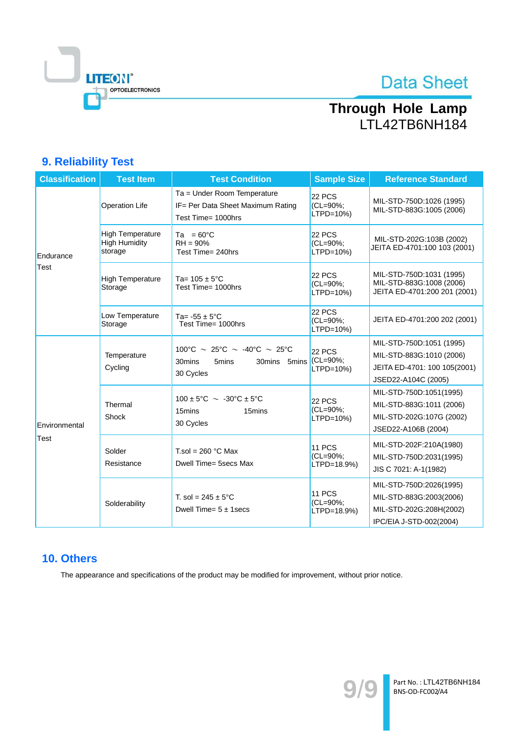## 9. Reliability Test

| Classification | Test Item | Test Condition | Sample Size | Reference Standard |
|---|---|---|---|---|
| Endurance Test | Operation Life | Ta = Under Room Temperature<br>IF= Per Data Sheet Maximum Rating<br>Test Time= 1000hrs | 22 PCS (CL=90%; LTPD=10%) | MIL-STD-750D:1026 (1995)<br>MIL-STD-883G:1005 (2006) |
| | High Temperature High Humidity storage | Ta = 60°C<br>RH = 90%<br>Test Time= 240hrs | 22 PCS (CL=90%; LTPD=10%) | MIL-STD-202G:103B (2002)<br>JEITA ED-4701:100 103 (2001) |
| | High Temperature Storage | Ta= 105 ± 5°C<br>Test Time= 1000hrs | 22 PCS (CL=90%; LTPD=10%) | MIL-STD-750D:1031 (1995)<br>MIL-STD-883G:1008 (2006)<br>JEITA ED-4701:200 201 (2001) |
| | Low Temperature Storage | Ta= -55 ± 5°C<br>Test Time= 1000hrs | 22 PCS (CL=90%; LTPD=10%) | JEITA ED-4701:200 202 (2001) |
| Environmental Test | Temperature Cycling | 100°C ~ 25°C ~ -40°C ~ 25°C<br>30mins 5mins 30mins 5mins<br>30 Cycles | 22 PCS (CL=90%; LTPD=10%) | MIL-STD-750D:1051 (1995)<br>MIL-STD-883G:1010 (2006)<br>JEITA ED-4701: 100 105(2001)<br>JSED22-A104C (2005) |
| | Thermal Shock | 100 ± 5°C ~ -30°C ± 5°C<br>15mins 15mins<br>30 Cycles | 22 PCS (CL=90%; LTPD=10%) | MIL-STD-750D:1051(1995)<br>MIL-STD-883G:1011 (2006)<br>MIL-STD-202G:107G (2002)<br>JSED22-A106B (2004) |
| | Solder Resistance | T.sol = 260 °C Max<br>Dwell Time= 5secs Max | 11 PCS (CL=90%; LTPD=18.9%) | MIL-STD-202F:210A(1980)<br>MIL-STD-750D:2031(1995)<br>JIS C 7021: A-1(1982) |
| | Solderability | T. sol = 245 ± 5°C<br>Dwell Time= 5 ± 1secs | 11 PCS (CL=90%; LTPD=18.9%) | MIL-STD-750D:2026(1995)<br>MIL-STD-883G:2003(2006)<br>MIL-STD-202G:208H(2002)<br>IPC/EIA J-STD-002(2004) |

## 10. Others

The appearance and specifications of the product may be modified for improvement, without prior notice.